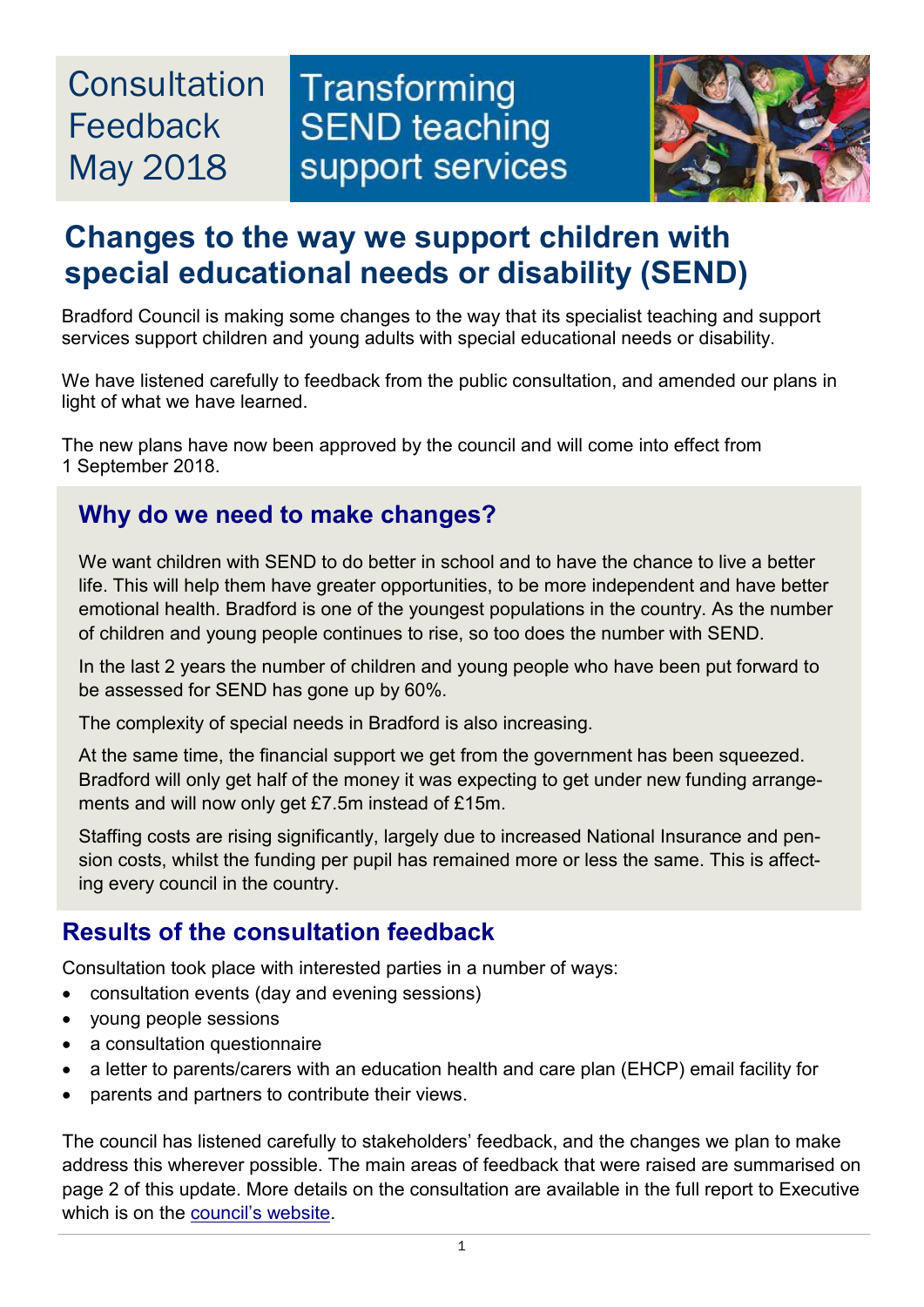Consultation Feedback May 2018

# Transforming SEND teaching support services

## Changes to the way we support children with special educational needs or disability (SEND)

Bradford Council is making some changes to the way that its specialist teaching and support services support children and young adults with special educational needs or disability.

We have listened carefully to feedback from the public consultation, and amended our plans in light of what we have learned.

The new plans have now been approved by the council and will come into effect from 1 September 2018.

### Why do we need to make changes?

We want children with SEND to do better in school and to have the chance to live a better life. This will help them have greater opportunities, to be more independent and have better emotional health. Bradford is one of the youngest populations in the country. As the number of children and young people continues to rise, so too does the number with SEND.

In the last 2 years the number of children and young people who have been put forward to be assessed for SEND has gone up by 60%.

The complexity of special needs in Bradford is also increasing.

At the same time, the financial support we get from the government has been squeezed. Bradford will only get half of the money it was expecting to get under new funding arrangements and will now only get £7.5m instead of £15m.

Staffing costs are rising significantly, largely due to increased National Insurance and pension costs, whilst the funding per pupil has remained more or less the same. This is affecting every council in the country.

### Results of the consultation feedback

Consultation took place with interested parties in a number of ways:

- consultation events (day and evening sessions)
- young people sessions
- a consultation questionnaire
- a letter to parents/carers with an education health and care plan (EHCP) email facility for
- parents and partners to contribute their views.

The council has listened carefully to stakeholders' feedback, and the changes we plan to make address this wherever possible. The main areas of feedback that were raised are summarised on page 2 of this update. More details on the consultation are available in the full report to Executive which is on the council's website.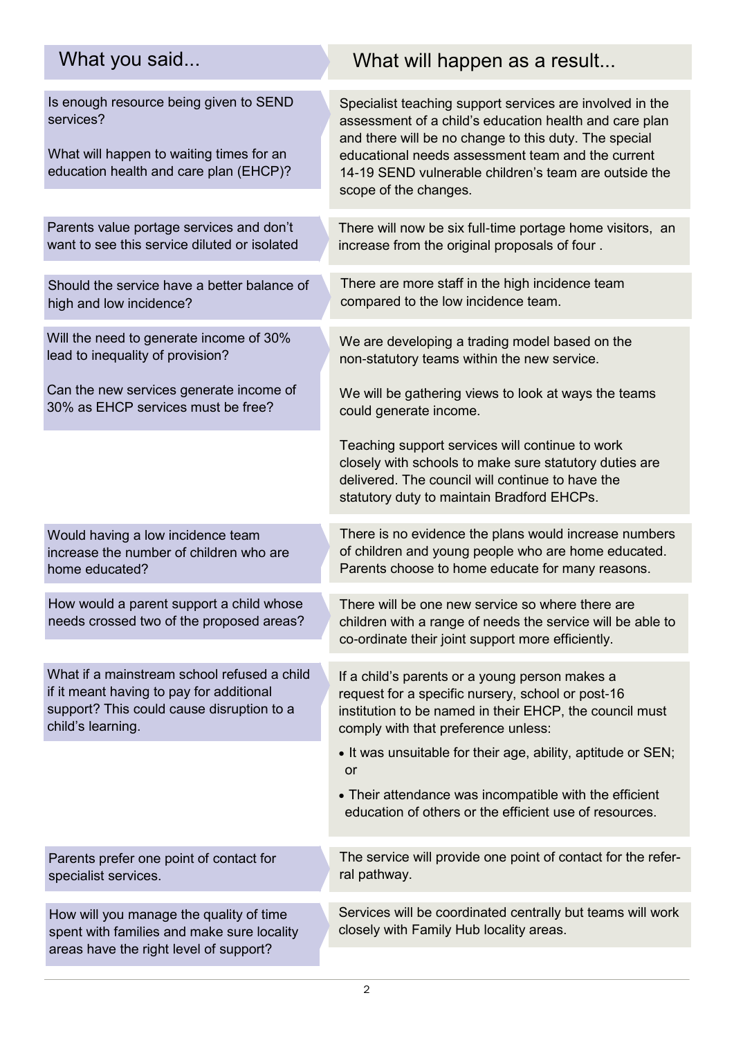| What you said... | What will happen as a result... |
| --- | --- |
| Is enough resource being given to SEND services?<br><br>What will happen to waiting times for an education health and care plan (EHCP)? | Specialist teaching support services are involved in the assessment of a child's education health and care plan and there will be no change to this duty. The special educational needs assessment team and the current 14-19 SEND vulnerable children's team are outside the scope of the changes. |
| Parents value portage services and don't want to see this service diluted or isolated | There will now be six full-time portage home visitors, an increase from the original proposals of four . |
| Should the service have a better balance of high and low incidence? | There are more staff in the high incidence team compared to the low incidence team. |
| Will the need to generate income of 30% lead to inequality of provision?<br><br>Can the new services generate income of 30% as EHCP services must be free? | We are developing a trading model based on the non-statutory teams within the new service.<br><br>We will be gathering views to look at ways the teams could generate income.<br><br>Teaching support services will continue to work closely with schools to make sure statutory duties are delivered. The council will continue to have the statutory duty to maintain Bradford EHCPs. |
| Would having a low incidence team increase the number of children who are home educated? | There is no evidence the plans would increase numbers of children and young people who are home educated. Parents choose to home educate for many reasons. |
| How would a parent support a child whose needs crossed two of the proposed areas? | There will be one new service so where there are children with a range of needs the service will be able to co-ordinate their joint support more efficiently. |
| What if a mainstream school refused a child if it meant having to pay for additional support? This could cause disruption to a child's learning. | If a child's parents or a young person makes a request for a specific nursery, school or post-16 institution to be named in their EHCP, the council must comply with that preference unless:<br><br>• It was unsuitable for their age, ability, aptitude or SEN; or<br><br>• Their attendance was incompatible with the efficient education of others or the efficient use of resources. |
| Parents prefer one point of contact for specialist services. | The service will provide one point of contact for the referral pathway. |
| How will you manage the quality of time spent with families and make sure locality areas have the right level of support? | Services will be coordinated centrally but teams will work closely with Family Hub locality areas. |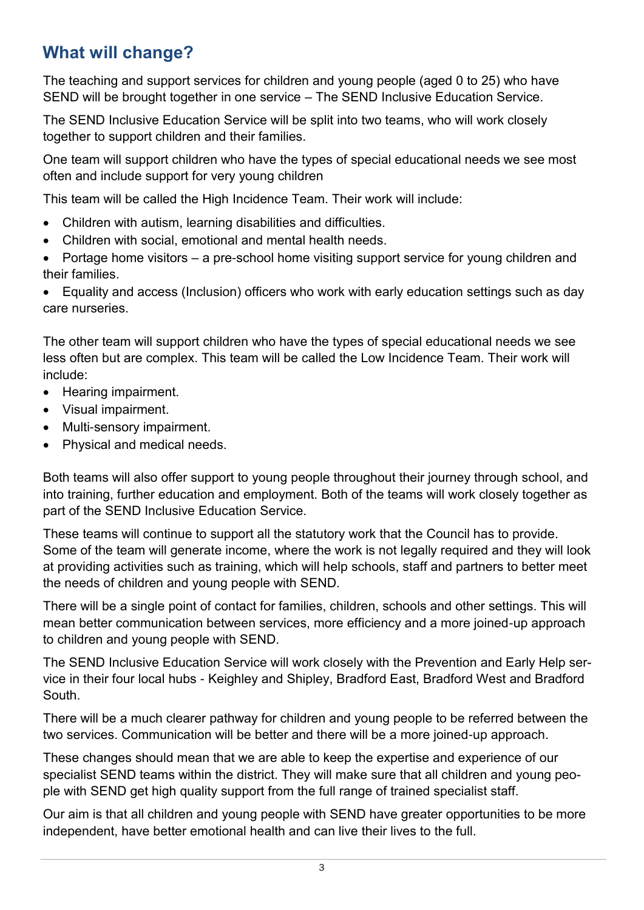## What will change?

The teaching and support services for children and young people (aged 0 to 25) who have SEND will be brought together in one service – The SEND Inclusive Education Service.

The SEND Inclusive Education Service will be split into two teams, who will work closely together to support children and their families.

One team will support children who have the types of special educational needs we see most often and include support for very young children

This team will be called the High Incidence Team. Their work will include:

- Children with autism, learning disabilities and difficulties.
- Children with social, emotional and mental health needs.
- Portage home visitors – a pre-school home visiting support service for young children and their families.
- Equality and access (Inclusion) officers who work with early education settings such as day care nurseries.

The other team will support children who have the types of special educational needs we see less often but are complex. This team will be called the Low Incidence Team. Their work will include:

- Hearing impairment.
- Visual impairment.
- Multi-sensory impairment.
- Physical and medical needs.

Both teams will also offer support to young people throughout their journey through school, and into training, further education and employment. Both of the teams will work closely together as part of the SEND Inclusive Education Service.

These teams will continue to support all the statutory work that the Council has to provide. Some of the team will generate income, where the work is not legally required and they will look at providing activities such as training, which will help schools, staff and partners to better meet the needs of children and young people with SEND.

There will be a single point of contact for families, children, schools and other settings. This will mean better communication between services, more efficiency and a more joined-up approach to children and young people with SEND.

The SEND Inclusive Education Service will work closely with the Prevention and Early Help service in their four local hubs - Keighley and Shipley, Bradford East, Bradford West and Bradford South.

There will be a much clearer pathway for children and young people to be referred between the two services. Communication will be better and there will be a more joined-up approach.

These changes should mean that we are able to keep the expertise and experience of our specialist SEND teams within the district. They will make sure that all children and young people with SEND get high quality support from the full range of trained specialist staff.

Our aim is that all children and young people with SEND have greater opportunities to be more independent, have better emotional health and can live their lives to the full.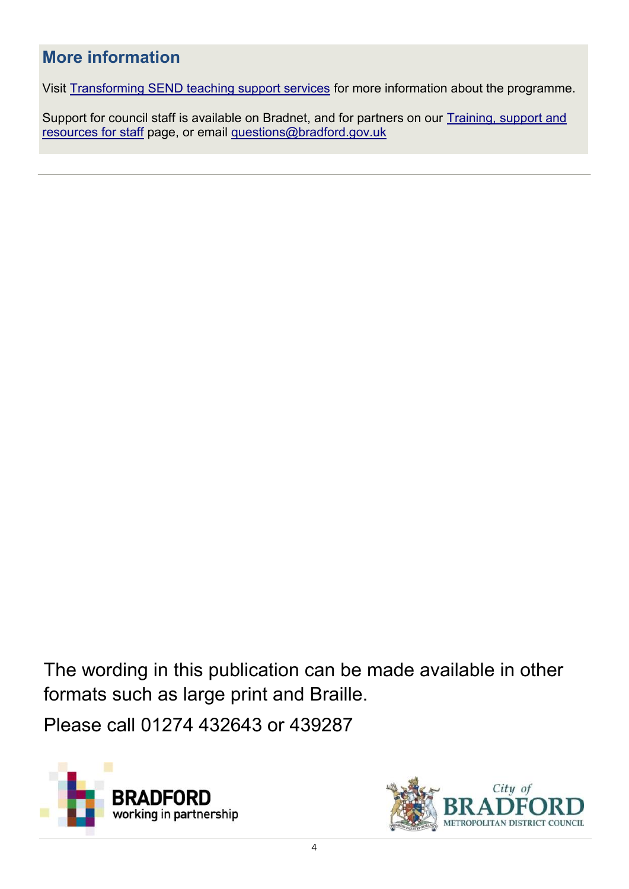## More information

Visit Transforming SEND teaching support services for more information about the programme.

Support for council staff is available on Bradnet, and for partners on our Training, support and resources for staff page, or email questions@bradford.gov.uk

The wording in this publication can be made available in other formats such as large print and Braille.

Please call 01274 432643 or 439287

BRADFORD working in partnership

City of BRADFORD METROPOLITAN DISTRICT COUNCIL